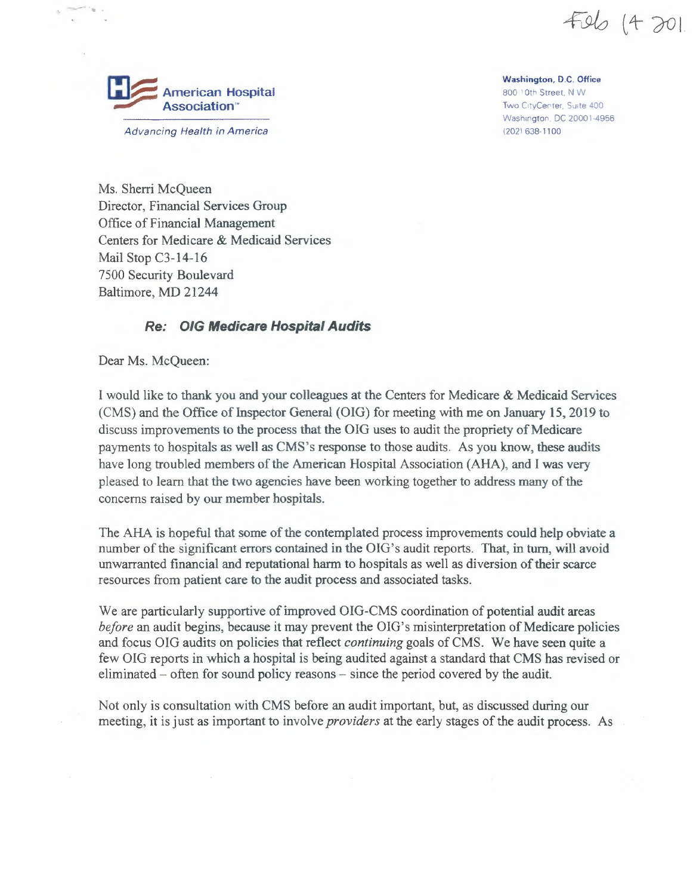Feb 14 201

American Hospital Association™

*Advancing Health in America*

**Washington, D.C. Office**
800 10th Street, N.W.
Two CityCenter, Suite 400
Washington, DC 20001-4956
(202) 638-1100

Ms. Sherri McQueen
Director, Financial Services Group
Office of Financial Management
Centers for Medicare & Medicaid Services
Mail Stop C3-14-16
7500 Security Boulevard
Baltimore, MD 21244

***Re: OIG Medicare Hospital Audits***

Dear Ms. McQueen:

I would like to thank you and your colleagues at the Centers for Medicare & Medicaid Services (CMS) and the Office of Inspector General (OIG) for meeting with me on January 15, 2019 to discuss improvements to the process that the OIG uses to audit the propriety of Medicare payments to hospitals as well as CMS's response to those audits. As you know, these audits have long troubled members of the American Hospital Association (AHA), and I was very pleased to learn that the two agencies have been working together to address many of the concerns raised by our member hospitals.

The AHA is hopeful that some of the contemplated process improvements could help obviate a number of the significant errors contained in the OIG's audit reports. That, in turn, will avoid unwarranted financial and reputational harm to hospitals as well as diversion of their scarce resources from patient care to the audit process and associated tasks.

We are particularly supportive of improved OIG-CMS coordination of potential audit areas *before* an audit begins, because it may prevent the OIG's misinterpretation of Medicare policies and focus OIG audits on policies that reflect *continuing* goals of CMS. We have seen quite a few OIG reports in which a hospital is being audited against a standard that CMS has revised or eliminated – often for sound policy reasons – since the period covered by the audit.

Not only is consultation with CMS before an audit important, but, as discussed during our meeting, it is just as important to involve *providers* at the early stages of the audit process. As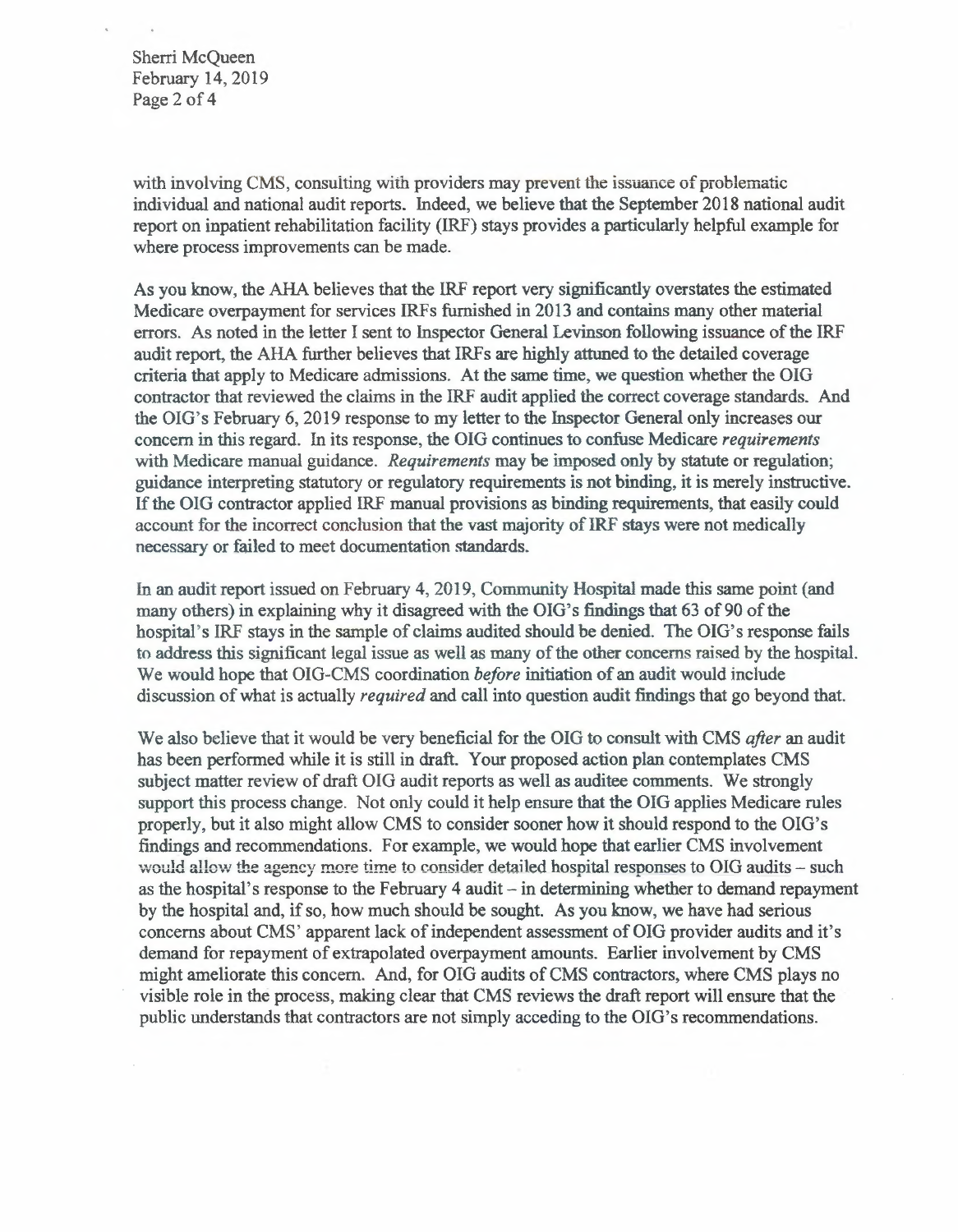with involving CMS, consulting with providers may prevent the issuance of problematic individual and national audit reports. Indeed, we believe that the September 2018 national audit report on inpatient rehabilitation facility (IRF) stays provides a particularly helpful example for where process improvements can be made.

As you know, the AHA believes that the IRF report very significantly overstates the estimated Medicare overpayment for services IRFs furnished in 2013 and contains many other material errors. As noted in the letter I sent to Inspector General Levinson following issuance of the IRF audit report, the AHA further believes that IRFs are highly attuned to the detailed coverage criteria that apply to Medicare admissions. At the same time, we question whether the OIG contractor that reviewed the claims in the IRF audit applied the correct coverage standards. And the OIG's February 6, 2019 response to my letter to the Inspector General only increases our concern in this regard. In its response, the OIG continues to confuse Medicare *requirements* with Medicare manual guidance. *Requirements* may be imposed only by statute or regulation; guidance interpreting statutory or regulatory requirements is not binding, it is merely instructive. If the OIG contractor applied IRF manual provisions as binding requirements, that easily could account for the incorrect conclusion that the vast majority of IRF stays were not medically necessary or failed to meet documentation standards.

In an audit report issued on February 4, 2019, Community Hospital made this same point (and many others) in explaining why it disagreed with the OIG's findings that 63 of 90 of the hospital's IRF stays in the sample of claims audited should be denied. The OIG's response fails to address this significant legal issue as well as many of the other concerns raised by the hospital. We would hope that OIG-CMS coordination *before* initiation of an audit would include discussion of what is actually *required* and call into question audit findings that go beyond that.

We also believe that it would be very beneficial for the OIG to consult with CMS *after* an audit has been performed while it is still in draft. Your proposed action plan contemplates CMS subject matter review of draft OIG audit reports as well as auditee comments. We strongly support this process change. Not only could it help ensure that the OIG applies Medicare rules properly, but it also might allow CMS to consider sooner how it should respond to the OIG's findings and recommendations. For example, we would hope that earlier CMS involvement would allow the agency more time to consider detailed hospital responses to OIG audits – such as the hospital's response to the February 4 audit – in determining whether to demand repayment by the hospital and, if so, how much should be sought. As you know, we have had serious concerns about CMS' apparent lack of independent assessment of OIG provider audits and it's demand for repayment of extrapolated overpayment amounts. Earlier involvement by CMS might ameliorate this concern. And, for OIG audits of CMS contractors, where CMS plays no visible role in the process, making clear that CMS reviews the draft report will ensure that the public understands that contractors are not simply acceding to the OIG's recommendations.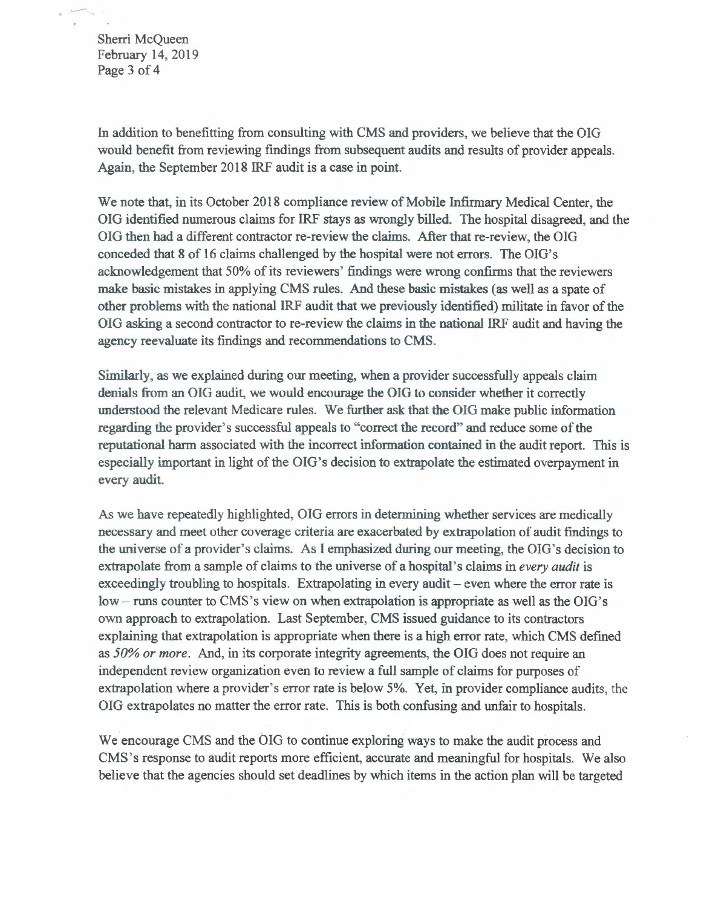In addition to benefitting from consulting with CMS and providers, we believe that the OIG would benefit from reviewing findings from subsequent audits and results of provider appeals. Again, the September 2018 IRF audit is a case in point.

We note that, in its October 2018 compliance review of Mobile Infirmary Medical Center, the OIG identified numerous claims for IRF stays as wrongly billed. The hospital disagreed, and the OIG then had a different contractor re-review the claims. After that re-review, the OIG conceded that 8 of 16 claims challenged by the hospital were not errors. The OIG's acknowledgement that 50% of its reviewers' findings were wrong confirms that the reviewers make basic mistakes in applying CMS rules. And these basic mistakes (as well as a spate of other problems with the national IRF audit that we previously identified) militate in favor of the OIG asking a second contractor to re-review the claims in the national IRF audit and having the agency reevaluate its findings and recommendations to CMS.

Similarly, as we explained during our meeting, when a provider successfully appeals claim denials from an OIG audit, we would encourage the OIG to consider whether it correctly understood the relevant Medicare rules. We further ask that the OIG make public information regarding the provider's successful appeals to "correct the record" and reduce some of the reputational harm associated with the incorrect information contained in the audit report. This is especially important in light of the OIG's decision to extrapolate the estimated overpayment in every audit.

As we have repeatedly highlighted, OIG errors in determining whether services are medically necessary and meet other coverage criteria are exacerbated by extrapolation of audit findings to the universe of a provider's claims. As I emphasized during our meeting, the OIG's decision to extrapolate from a sample of claims to the universe of a hospital's claims in *every audit* is exceedingly troubling to hospitals. Extrapolating in every audit – even where the error rate is low – runs counter to CMS's view on when extrapolation is appropriate as well as the OIG's own approach to extrapolation. Last September, CMS issued guidance to its contractors explaining that extrapolation is appropriate when there is a high error rate, which CMS defined as *50% or more*. And, in its corporate integrity agreements, the OIG does not require an independent review organization even to review a full sample of claims for purposes of extrapolation where a provider's error rate is below 5%. Yet, in provider compliance audits, the OIG extrapolates no matter the error rate. This is both confusing and unfair to hospitals.

We encourage CMS and the OIG to continue exploring ways to make the audit process and CMS's response to audit reports more efficient, accurate and meaningful for hospitals. We also believe that the agencies should set deadlines by which items in the action plan will be targeted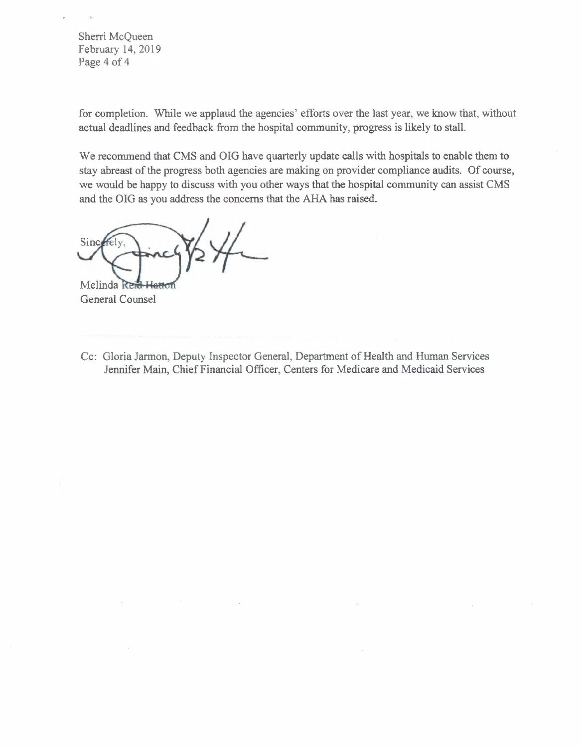for completion. While we applaud the agencies' efforts over the last year, we know that, without actual deadlines and feedback from the hospital community, progress is likely to stall.

We recommend that CMS and OIG have quarterly update calls with hospitals to enable them to stay abreast of the progress both agencies are making on provider compliance audits. Of course, we would be happy to discuss with you other ways that the hospital community can assist CMS and the OIG as you address the concerns that the AHA has raised.

Sincerely,

Melinda Reid Hatton
General Counsel

Cc: Gloria Jarmon, Deputy Inspector General, Department of Health and Human Services
Jennifer Main, Chief Financial Officer, Centers for Medicare and Medicaid Services